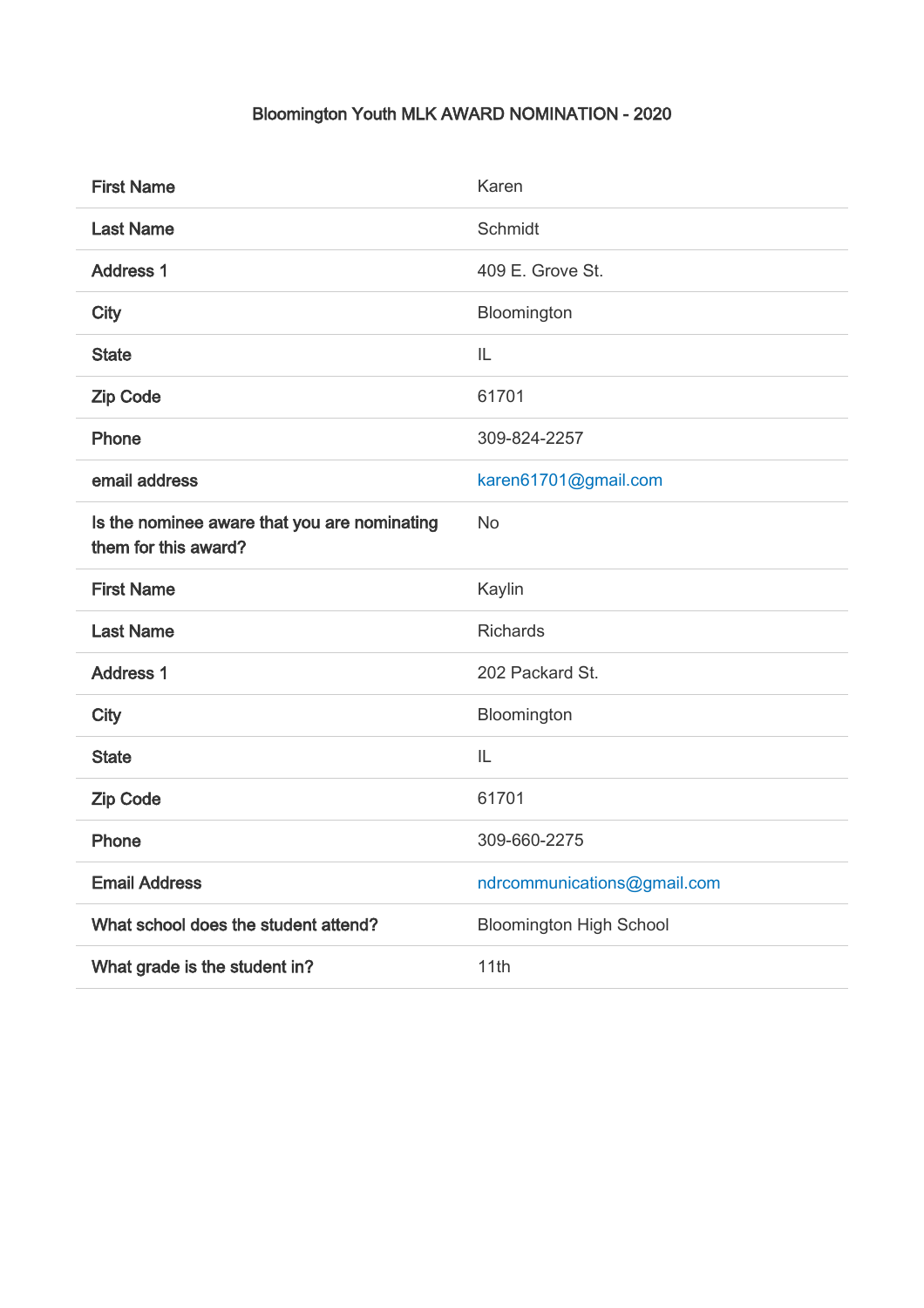# Bloomington Youth MLK AWARD NOMINATION - 2020

| | |
|---|---|
| **First Name** | Karen |
| **Last Name** | Schmidt |
| **Address 1** | 409 E. Grove St. |
| **City** | Bloomington |
| **State** | IL |
| **Zip Code** | 61701 |
| **Phone** | 309-824-2257 |
| **email address** | karen61701@gmail.com |
| **Is the nominee aware that you are nominating them for this award?** | No |
| **First Name** | Kaylin |
| **Last Name** | Richards |
| **Address 1** | 202 Packard St. |
| **City** | Bloomington |
| **State** | IL |
| **Zip Code** | 61701 |
| **Phone** | 309-660-2275 |
| **Email Address** | ndrcommunications@gmail.com |
| **What school does the student attend?** | Bloomington High School |
| **What grade is the student in?** | 11th |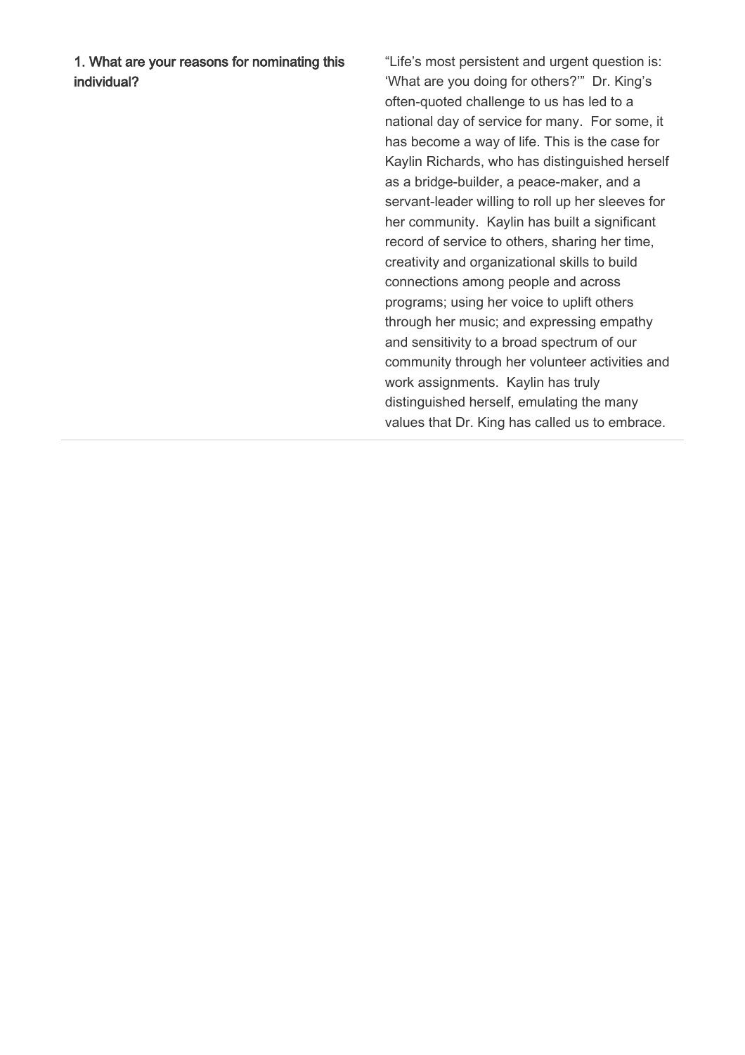**1. What are your reasons for nominating this individual?**

"Life's most persistent and urgent question is: 'What are you doing for others?'" Dr. King's often-quoted challenge to us has led to a national day of service for many. For some, it has become a way of life. This is the case for Kaylin Richards, who has distinguished herself as a bridge-builder, a peace-maker, and a servant-leader willing to roll up her sleeves for her community. Kaylin has built a significant record of service to others, sharing her time, creativity and organizational skills to build connections among people and across programs; using her voice to uplift others through her music; and expressing empathy and sensitivity to a broad spectrum of our community through her volunteer activities and work assignments. Kaylin has truly distinguished herself, emulating the many values that Dr. King has called us to embrace.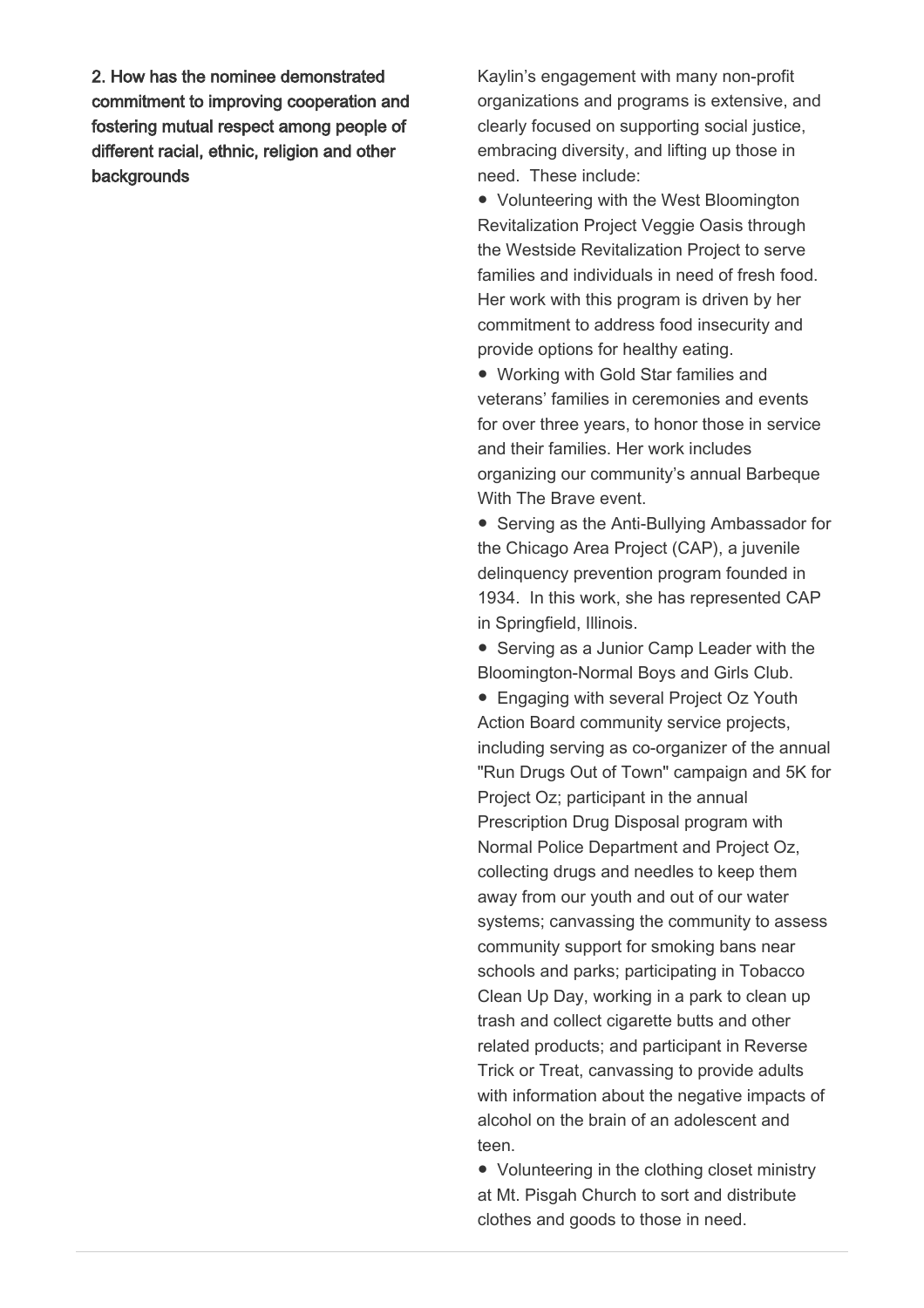**2. How has the nominee demonstrated commitment to improving cooperation and fostering mutual respect among people of different racial, ethnic, religion and other backgrounds**

Kaylin's engagement with many non-profit organizations and programs is extensive, and clearly focused on supporting social justice, embracing diversity, and lifting up those in need. These include:

- Volunteering with the West Bloomington Revitalization Project Veggie Oasis through the Westside Revitalization Project to serve families and individuals in need of fresh food. Her work with this program is driven by her commitment to address food insecurity and provide options for healthy eating.
- Working with Gold Star families and veterans' families in ceremonies and events for over three years, to honor those in service and their families. Her work includes organizing our community's annual Barbeque With The Brave event.
- Serving as the Anti-Bullying Ambassador for the Chicago Area Project (CAP), a juvenile delinquency prevention program founded in 1934. In this work, she has represented CAP in Springfield, Illinois.
- Serving as a Junior Camp Leader with the Bloomington-Normal Boys and Girls Club.
- Engaging with several Project Oz Youth Action Board community service projects, including serving as co-organizer of the annual "Run Drugs Out of Town" campaign and 5K for Project Oz; participant in the annual Prescription Drug Disposal program with Normal Police Department and Project Oz, collecting drugs and needles to keep them away from our youth and out of our water systems; canvassing the community to assess community support for smoking bans near schools and parks; participating in Tobacco Clean Up Day, working in a park to clean up trash and collect cigarette butts and other related products; and participant in Reverse Trick or Treat, canvassing to provide adults with information about the negative impacts of alcohol on the brain of an adolescent and teen.
- Volunteering in the clothing closet ministry at Mt. Pisgah Church to sort and distribute clothes and goods to those in need.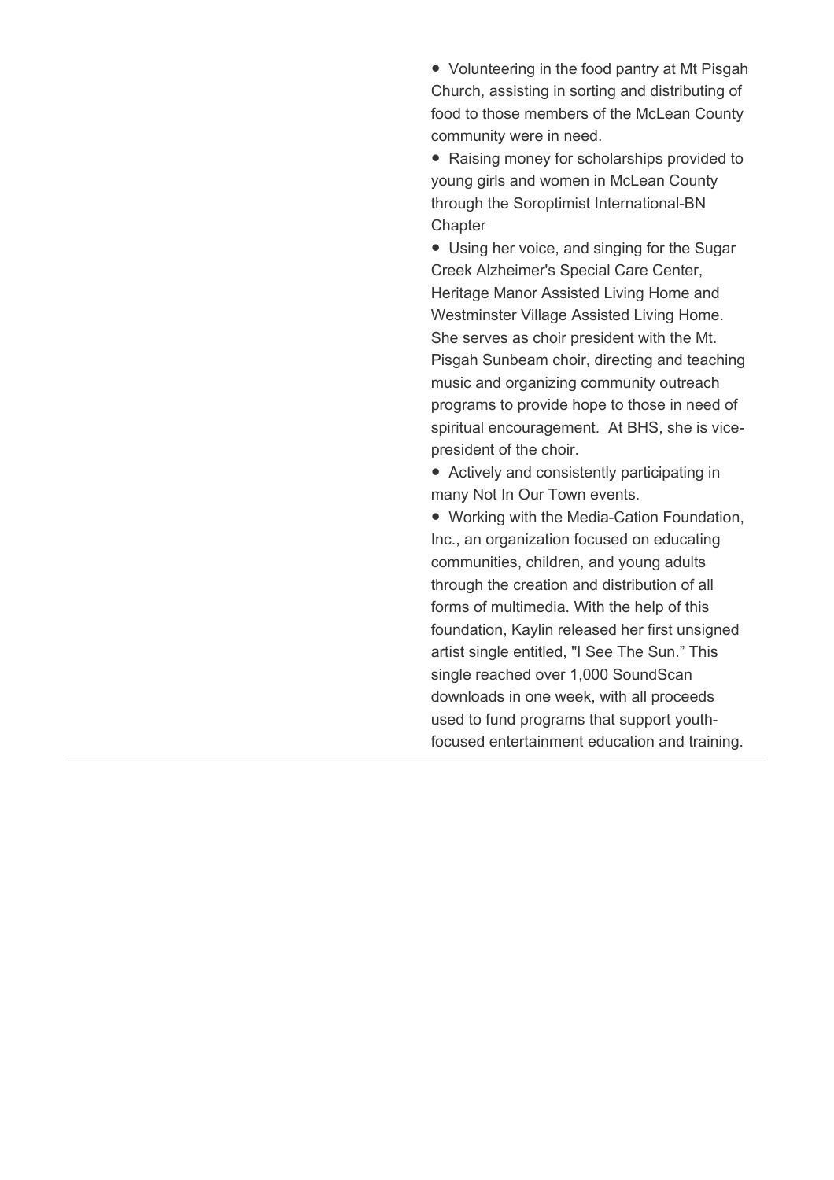- Volunteering in the food pantry at Mt Pisgah Church, assisting in sorting and distributing of food to those members of the McLean County community were in need.
- Raising money for scholarships provided to young girls and women in McLean County through the Soroptimist International-BN Chapter
- Using her voice, and singing for the Sugar Creek Alzheimer's Special Care Center, Heritage Manor Assisted Living Home and Westminster Village Assisted Living Home. She serves as choir president with the Mt. Pisgah Sunbeam choir, directing and teaching music and organizing community outreach programs to provide hope to those in need of spiritual encouragement. At BHS, she is vice-president of the choir.
- Actively and consistently participating in many Not In Our Town events.
- Working with the Media-Cation Foundation, Inc., an organization focused on educating communities, children, and young adults through the creation and distribution of all forms of multimedia. With the help of this foundation, Kaylin released her first unsigned artist single entitled, "I See The Sun." This single reached over 1,000 SoundScan downloads in one week, with all proceeds used to fund programs that support youth-focused entertainment education and training.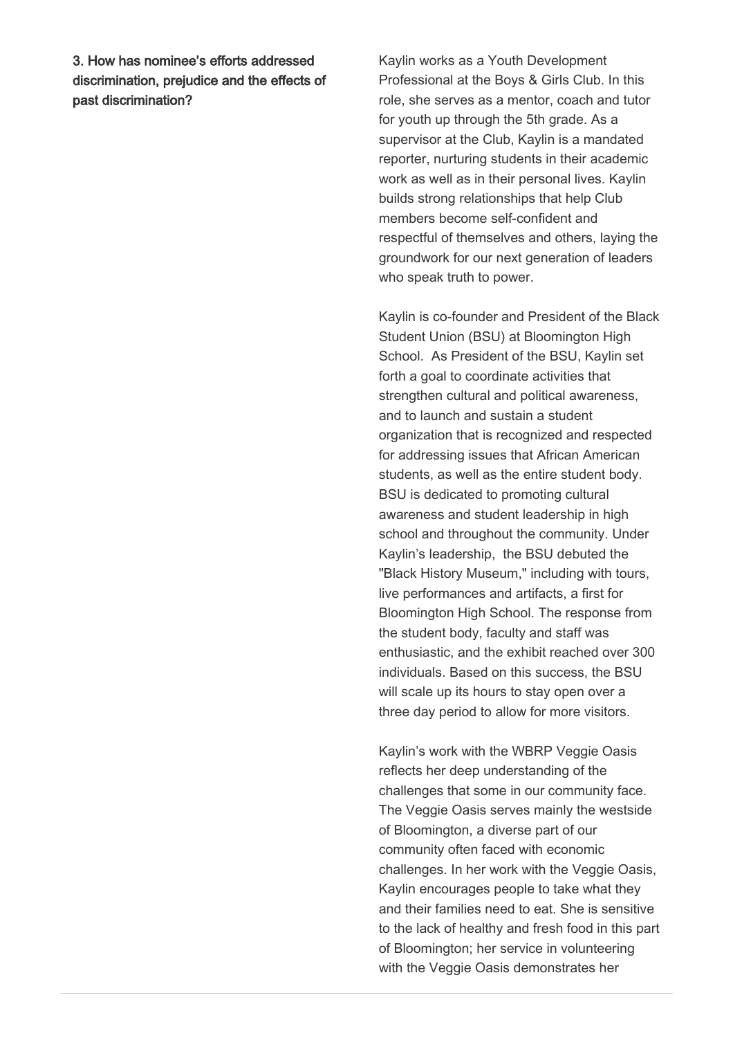**3. How has nominee's efforts addressed discrimination, prejudice and the effects of past discrimination?**

Kaylin works as a Youth Development Professional at the Boys & Girls Club. In this role, she serves as a mentor, coach and tutor for youth up through the 5th grade. As a supervisor at the Club, Kaylin is a mandated reporter, nurturing students in their academic work as well as in their personal lives. Kaylin builds strong relationships that help Club members become self-confident and respectful of themselves and others, laying the groundwork for our next generation of leaders who speak truth to power.

Kaylin is co-founder and President of the Black Student Union (BSU) at Bloomington High School. As President of the BSU, Kaylin set forth a goal to coordinate activities that strengthen cultural and political awareness, and to launch and sustain a student organization that is recognized and respected for addressing issues that African American students, as well as the entire student body. BSU is dedicated to promoting cultural awareness and student leadership in high school and throughout the community. Under Kaylin's leadership, the BSU debuted the "Black History Museum," including with tours, live performances and artifacts, a first for Bloomington High School. The response from the student body, faculty and staff was enthusiastic, and the exhibit reached over 300 individuals. Based on this success, the BSU will scale up its hours to stay open over a three day period to allow for more visitors.

Kaylin's work with the WBRP Veggie Oasis reflects her deep understanding of the challenges that some in our community face. The Veggie Oasis serves mainly the westside of Bloomington, a diverse part of our community often faced with economic challenges. In her work with the Veggie Oasis, Kaylin encourages people to take what they and their families need to eat. She is sensitive to the lack of healthy and fresh food in this part of Bloomington; her service in volunteering with the Veggie Oasis demonstrates her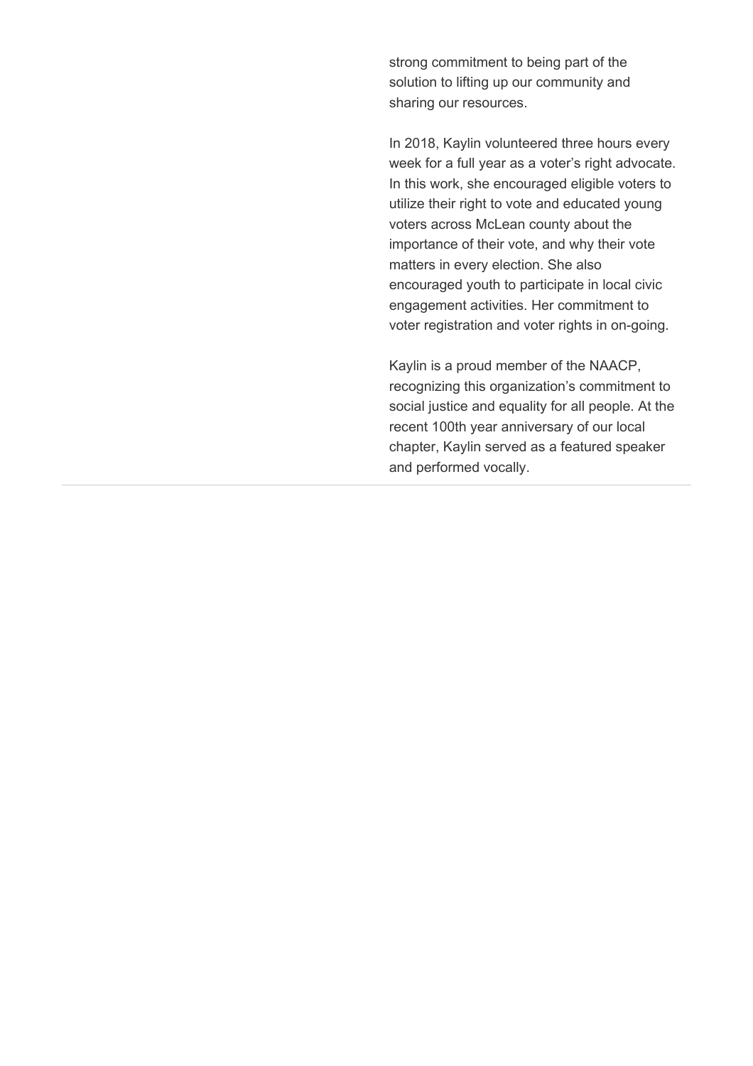strong commitment to being part of the solution to lifting up our community and sharing our resources.

In 2018, Kaylin volunteered three hours every week for a full year as a voter's right advocate. In this work, she encouraged eligible voters to utilize their right to vote and educated young voters across McLean county about the importance of their vote, and why their vote matters in every election. She also encouraged youth to participate in local civic engagement activities. Her commitment to voter registration and voter rights in on-going.

Kaylin is a proud member of the NAACP, recognizing this organization's commitment to social justice and equality for all people. At the recent 100th year anniversary of our local chapter, Kaylin served as a featured speaker and performed vocally.

---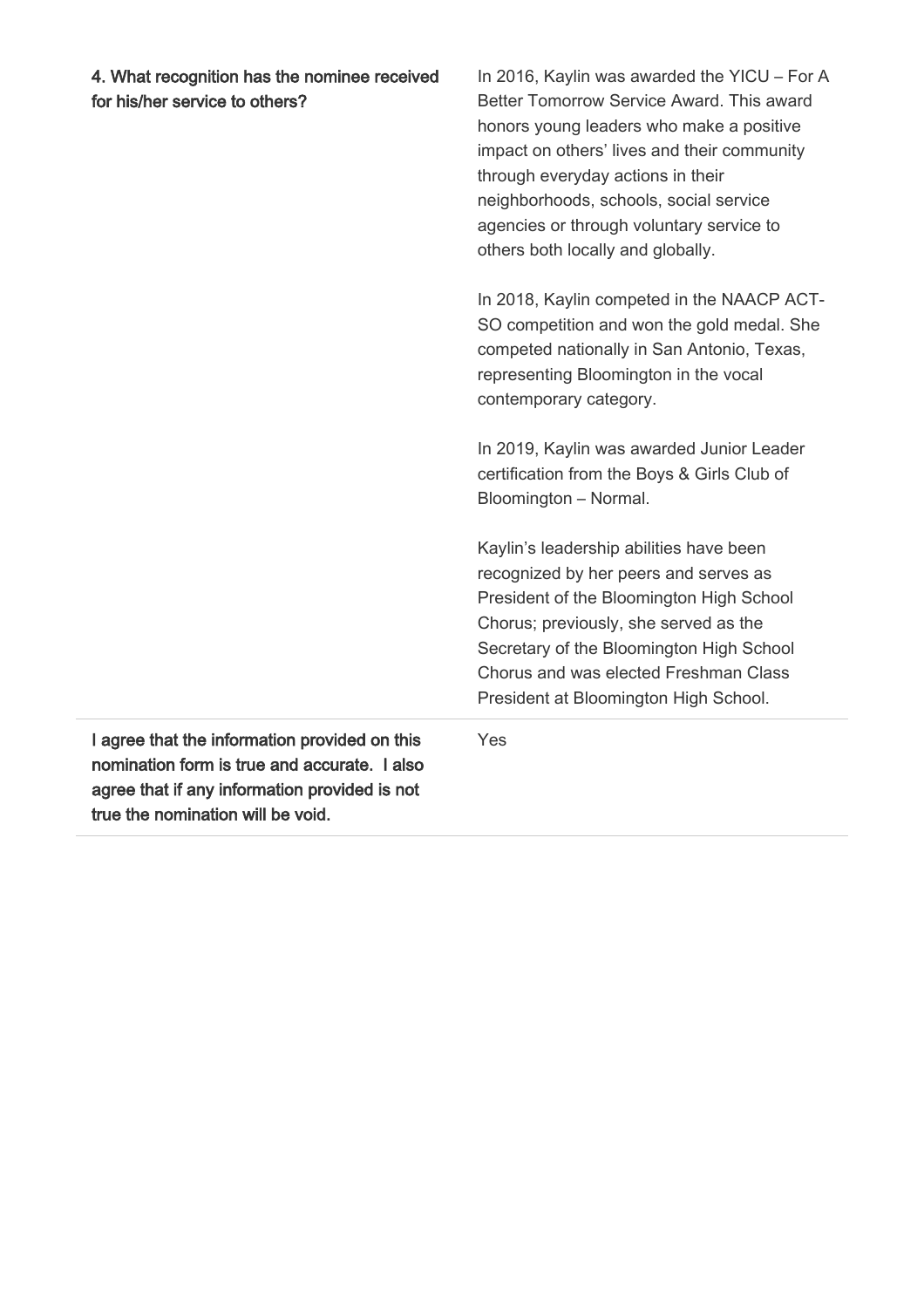| | |
|---|---|
| **4. What recognition has the nominee received for his/her service to others?** | In 2016, Kaylin was awarded the YICU – For A Better Tomorrow Service Award. This award honors young leaders who make a positive impact on others' lives and their community through everyday actions in their neighborhoods, schools, social service agencies or through voluntary service to others both locally and globally.<br><br>In 2018, Kaylin competed in the NAACP ACT-SO competition and won the gold medal. She competed nationally in San Antonio, Texas, representing Bloomington in the vocal contemporary category.<br><br>In 2019, Kaylin was awarded Junior Leader certification from the Boys & Girls Club of Bloomington – Normal.<br><br>Kaylin's leadership abilities have been recognized by her peers and serves as President of the Bloomington High School Chorus; previously, she served as the Secretary of the Bloomington High School Chorus and was elected Freshman Class President at Bloomington High School. |
| **I agree that the information provided on this nomination form is true and accurate. I also agree that if any information provided is not true the nomination will be void.** | Yes |